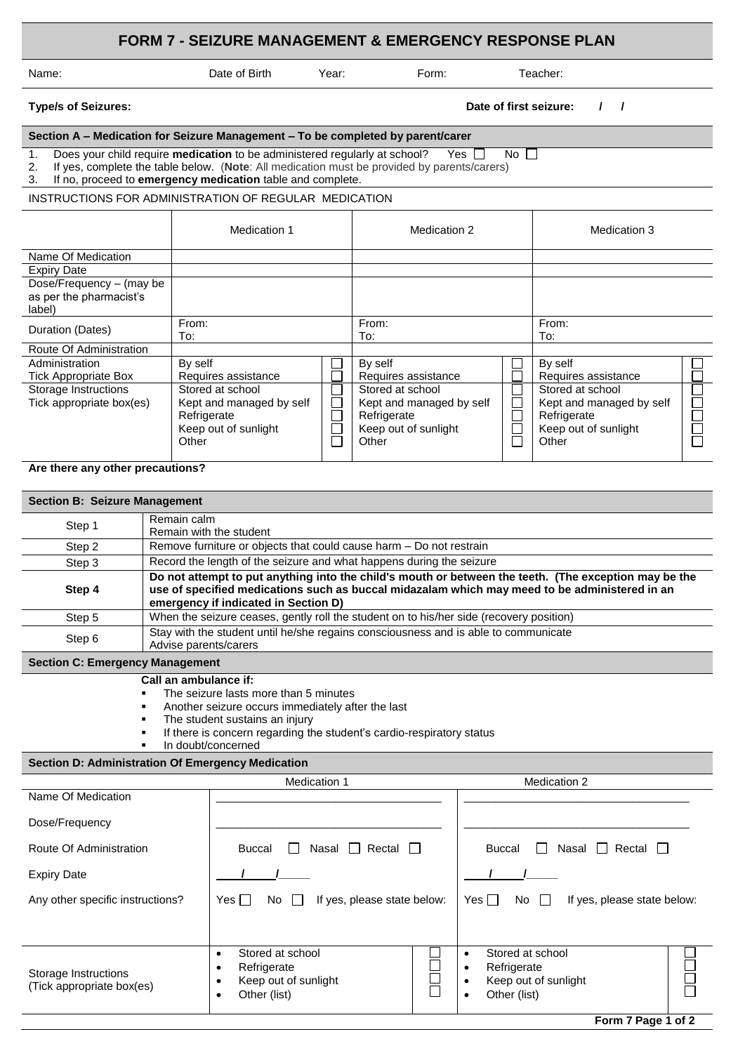# FORM 7 - SEIZURE MANAGEMENT & EMERGENCY RESPONSE PLAN

Name: Date of Birth Year: Form: Teacher:

**Type/s of Seizures:** **Date of first seizure: / /**

## Section A – Medication for Seizure Management – To be completed by parent/carer

1. Does your child require **medication** to be administered regularly at school? Yes ☐ No ☐
2. If yes, complete the table below. (**Note**: All medication must be provided by parents/carers)
3. If no, proceed to **emergency medication** table and complete.

INSTRUCTIONS FOR ADMINISTRATION OF REGULAR MEDICATION

| | Medication 1 | | Medication 2 | | Medication 3 | |
|---|---|---|---|---|---|---|
| Name Of Medication | | | | | | |
| Expiry Date | | | | | | |
| Dose/Frequency – (may be as per the pharmacist's label) | | | | | | |
| Duration (Dates) | From:<br>To: | | From:<br>To: | | From:<br>To: | |
| Route Of Administration | | | | | | |
| Administration<br>Tick Appropriate Box | By self<br>Requires assistance | ☐<br>☐ | By self<br>Requires assistance | ☐<br>☐ | By self<br>Requires assistance | ☐<br>☐ |
| Storage Instructions<br>Tick appropriate box(es) | Stored at school<br>Kept and managed by self<br>Refrigerate<br>Keep out of sunlight<br>Other | ☐<br>☐<br>☐<br>☐<br>☐ | Stored at school<br>Kept and managed by self<br>Refrigerate<br>Keep out of sunlight<br>Other | ☐<br>☐<br>☐<br>☐<br>☐ | Stored at school<br>Kept and managed by self<br>Refrigerate<br>Keep out of sunlight<br>Other | ☐<br>☐<br>☐<br>☐<br>☐ |

**Are there any other precautions?**

## Section B: Seizure Management

| Step | Action |
|---|---|
| Step 1 | Remain calm<br>Remain with the student |
| Step 2 | Remove furniture or objects that could cause harm – Do not restrain |
| Step 3 | Record the length of the seizure and what happens during the seizure |
| **Step 4** | **Do not attempt to put anything into the child's mouth or between the teeth. (The exception may be the use of specified medications such as buccal midazalam which may meed to be administered in an emergency if indicated in Section D)** |
| Step 5 | When the seizure ceases, gently roll the student on to his/her side (recovery position) |
| Step 6 | Stay with the student until he/she regains consciousness and is able to communicate<br>Advise parents/carers |

## Section C: Emergency Management

**Call an ambulance if:**

- The seizure lasts more than 5 minutes
- Another seizure occurs immediately after the last
- The student sustains an injury
- If there is concern regarding the student's cardio-respiratory status
- In doubt/concerned

## Section D: Administration Of Emergency Medication

| | Medication 1 | | Medication 2 | |
|---|---|---|---|---|
| Name Of Medication | ________________________ | | ________________________ | |
| Dose/Frequency | ________________________ | | ________________________ | |
| Route Of Administration | Buccal ☐ Nasal ☐ Rectal ☐ | | Buccal ☐ Nasal ☐ Rectal ☐ | |
| Expiry Date | ____/____/____ | | ____/____/____ | |
| Any other specific instructions? | Yes ☐ No ☐ If yes, please state below: | | Yes ☐ No ☐ If yes, please state below: | |
| Storage Instructions (Tick appropriate box(es) | • Stored at school<br>• Refrigerate<br>• Keep out of sunlight<br>• Other (list) | ☐<br>☐<br>☐<br>☐ | • Stored at school<br>• Refrigerate<br>• Keep out of sunlight<br>• Other (list) | ☐<br>☐<br>☐<br>☐ |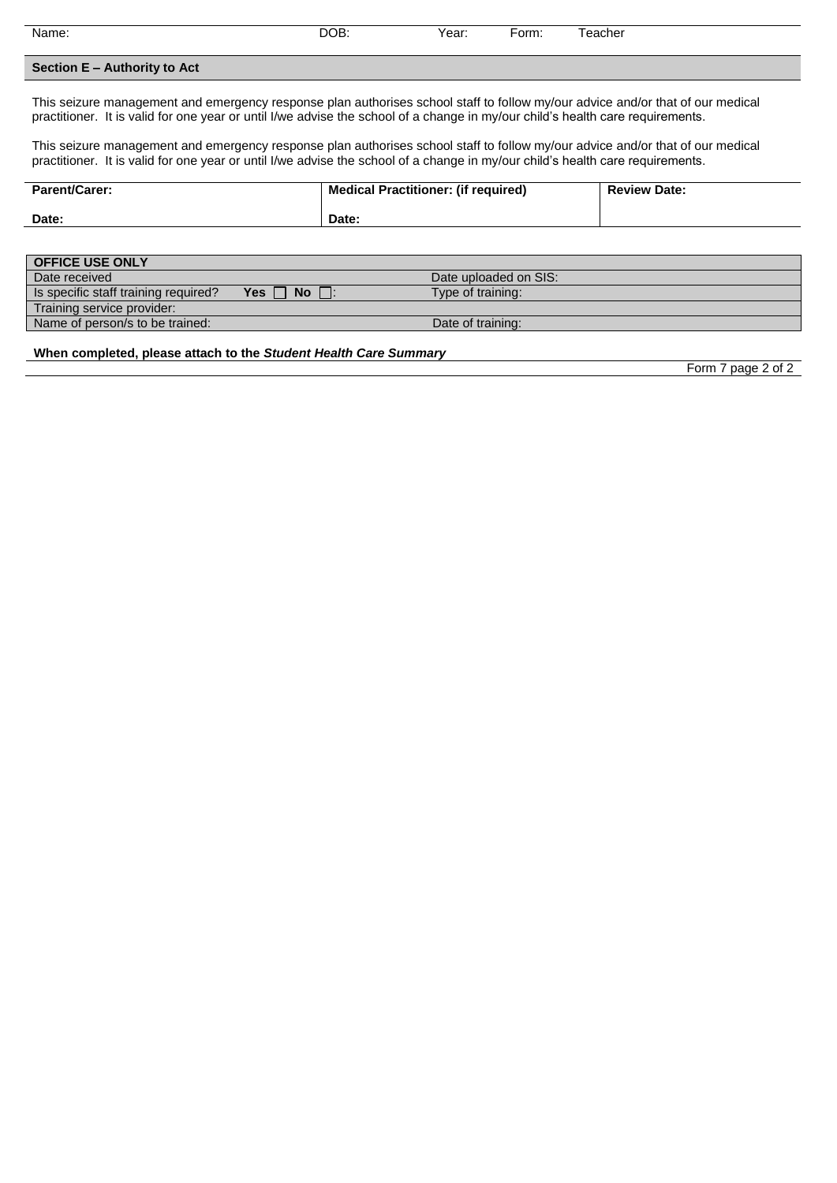| Name: | DOB: | Year: | Form: | Teacher |
|---|---|---|---|---|

## Section E – Authority to Act

This seizure management and emergency response plan authorises school staff to follow my/our advice and/or that of our medical practitioner. It is valid for one year or until I/we advise the school of a change in my/our child's health care requirements.

This seizure management and emergency response plan authorises school staff to follow my/our advice and/or that of our medical practitioner. It is valid for one year or until I/we advise the school of a change in my/our child's health care requirements.

| **Parent/Carer:** | **Medical Practitioner: (if required)** | **Review Date:** |
|---|---|---|
| **Date:** | **Date:** | |

| **OFFICE USE ONLY** | | |
|---|---|---|
| Date received | | Date uploaded on SIS: |
| Is specific staff training required? | **Yes** ☐ **No** ☐: | Type of training: |
| Training service provider: | | |
| Name of person/s to be trained: | | Date of training: |

**When completed, please attach to the *Student Health Care Summary***

Form 7 page 2 of 2